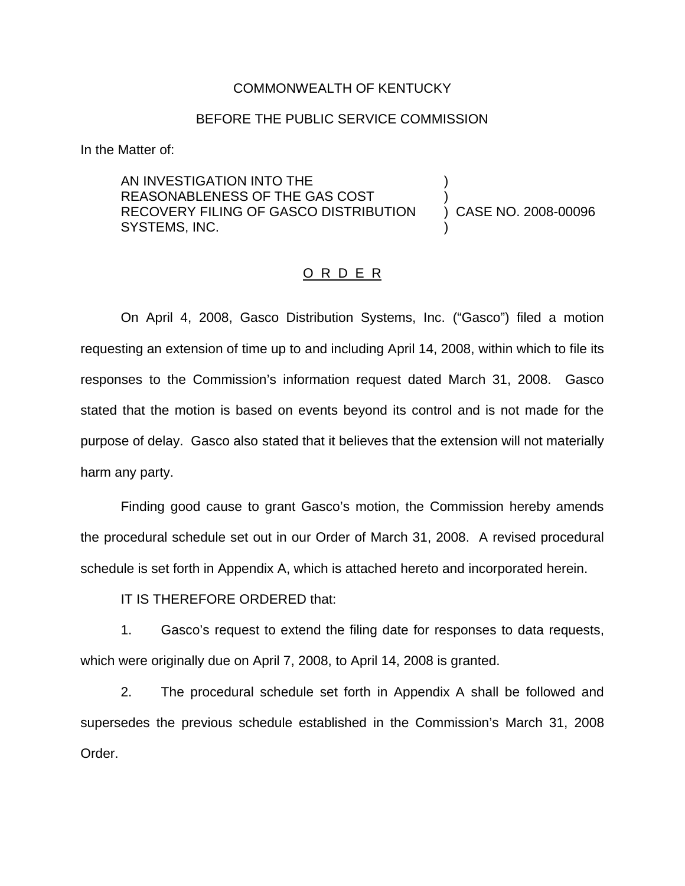COMMONWEALTH OF KENTUCKY

BEFORE THE PUBLIC SERVICE COMMISSION

In the Matter of:

| | | |
|---|---|---|
| AN INVESTIGATION INTO THE REASONABLENESS OF THE GAS COST RECOVERY FILING OF GASCO DISTRIBUTION SYSTEMS, INC. | ) ) ) ) | CASE NO. 2008-00096 |

O R D E R

On April 4, 2008, Gasco Distribution Systems, Inc. ("Gasco") filed a motion requesting an extension of time up to and including April 14, 2008, within which to file its responses to the Commission's information request dated March 31, 2008. Gasco stated that the motion is based on events beyond its control and is not made for the purpose of delay. Gasco also stated that it believes that the extension will not materially harm any party.

Finding good cause to grant Gasco's motion, the Commission hereby amends the procedural schedule set out in our Order of March 31, 2008. A revised procedural schedule is set forth in Appendix A, which is attached hereto and incorporated herein.

IT IS THEREFORE ORDERED that:

1. Gasco's request to extend the filing date for responses to data requests, which were originally due on April 7, 2008, to April 14, 2008 is granted.

2. The procedural schedule set forth in Appendix A shall be followed and supersedes the previous schedule established in the Commission's March 31, 2008 Order.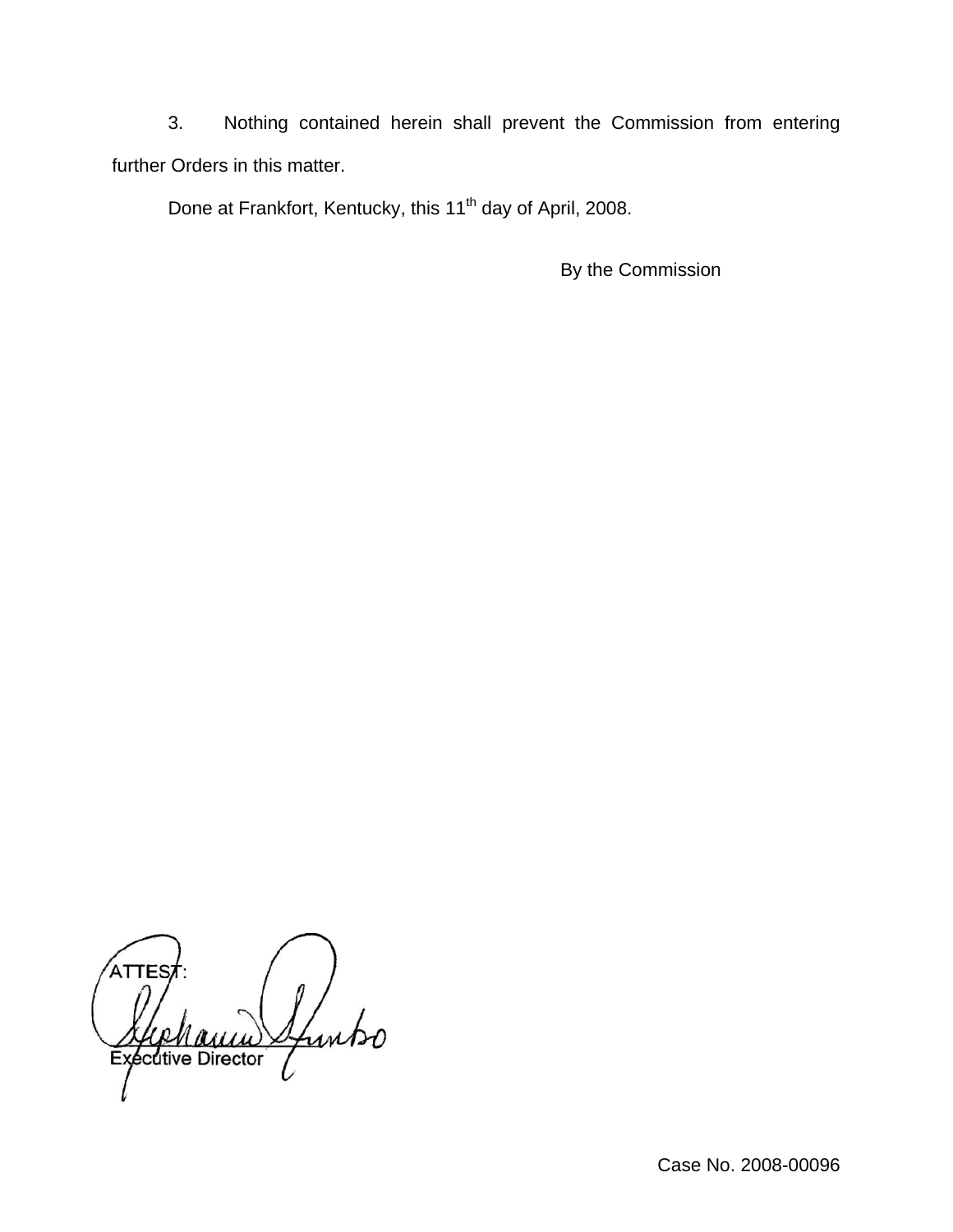3. Nothing contained herein shall prevent the Commission from entering further Orders in this matter.

Done at Frankfort, Kentucky, this 11th day of April, 2008.

By the Commission

ATTEST:

Executive Director

Case No. 2008-00096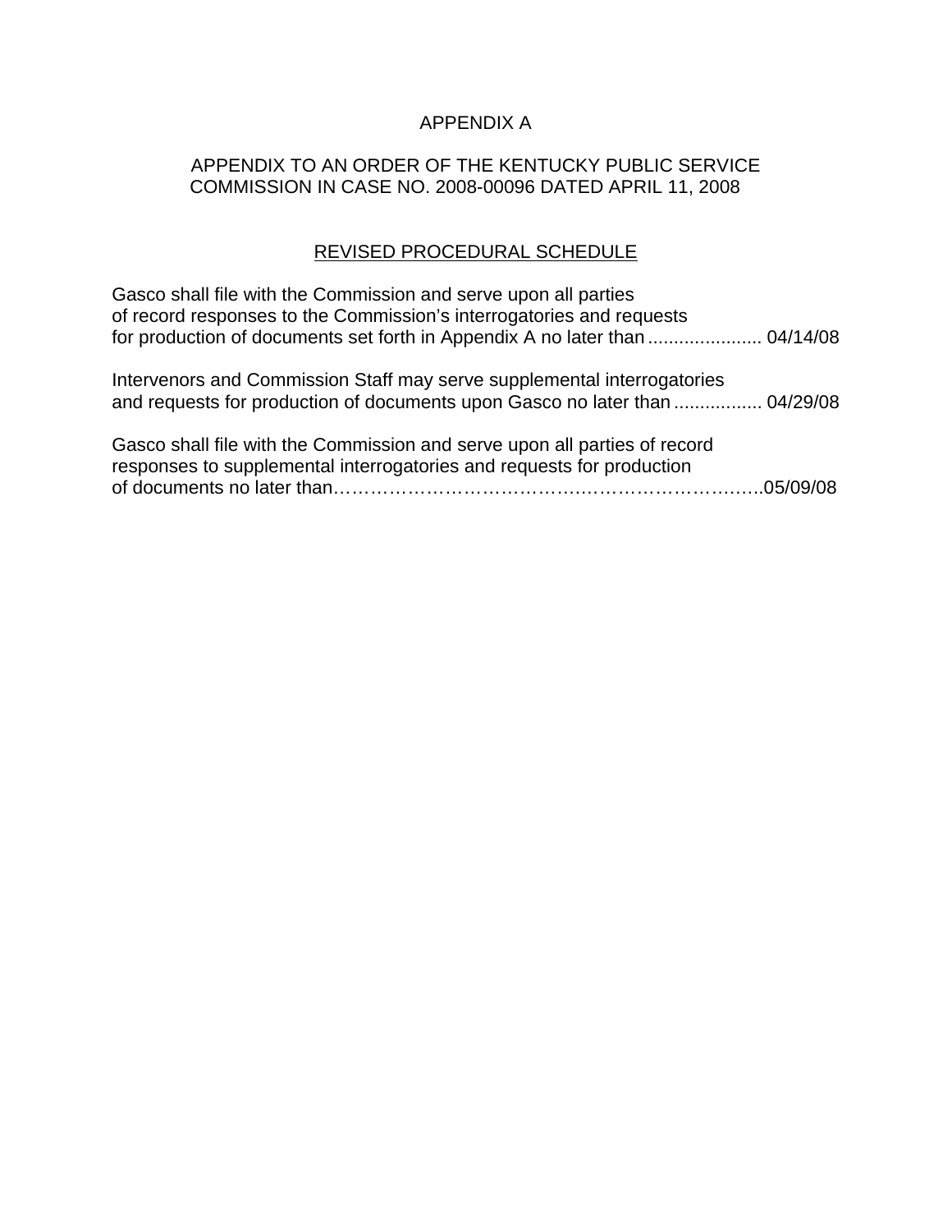APPENDIX A

APPENDIX TO AN ORDER OF THE KENTUCKY PUBLIC SERVICE COMMISSION IN CASE NO. 2008-00096 DATED APRIL 11, 2008

REVISED PROCEDURAL SCHEDULE

Gasco shall file with the Commission and serve upon all parties of record responses to the Commission's interrogatories and requests for production of documents set forth in Appendix A no later than ...................... 04/14/08

Intervenors and Commission Staff may serve supplemental interrogatories and requests for production of documents upon Gasco no later than ................. 04/29/08

Gasco shall file with the Commission and serve upon all parties of record responses to supplemental interrogatories and requests for production of documents no later than……………………………………………………………….05/09/08